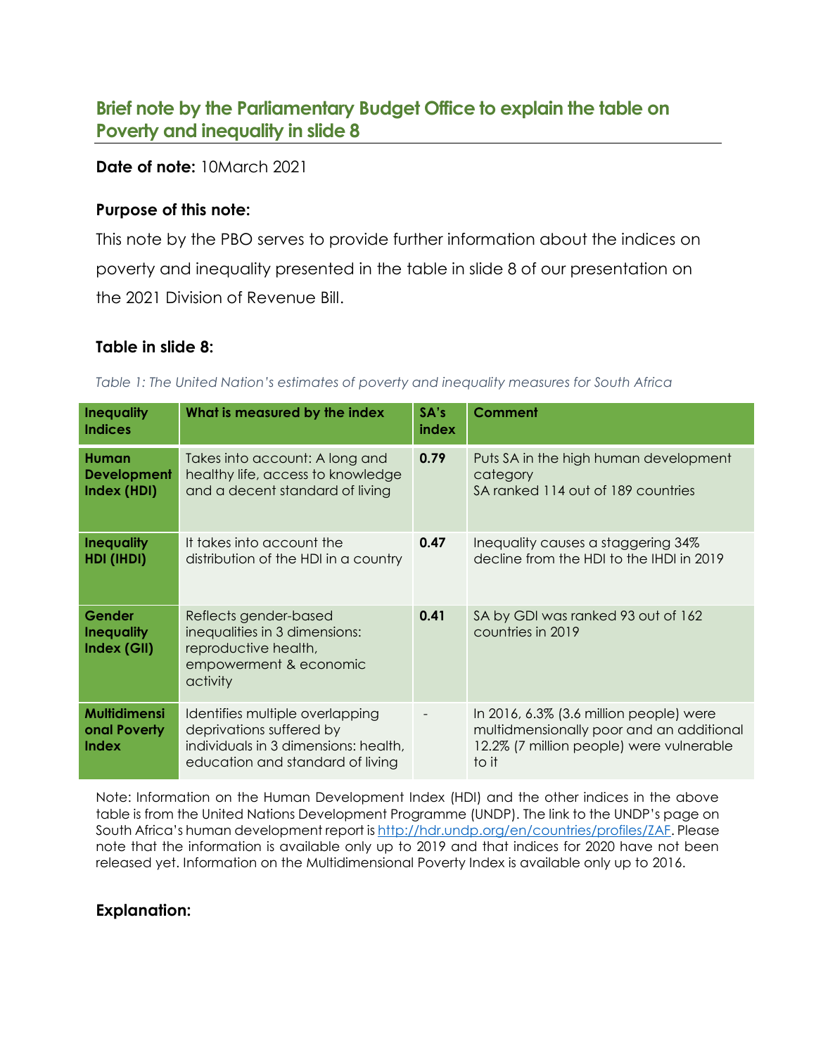## Brief note by the Parliamentary Budget Office to explain the table on Poverty and inequality in slide 8

**Date of note:** 10March 2021

### Purpose of this note:

This note by the PBO serves to provide further information about the indices on poverty and inequality presented in the table in slide 8 of our presentation on the 2021 Division of Revenue Bill.

### Table in slide 8:

*Table 1: The United Nation's estimates of poverty and inequality measures for South Africa*

| Inequality Indices | What is measured by the index | SA's index | Comment |
|---|---|---|---|
| **Human Development Index (HDI)** | Takes into account: A long and healthy life, access to knowledge and a decent standard of living | **0.79** | Puts SA in the high human development category<br>SA ranked 114 out of 189 countries |
| **Inequality HDI (IHDI)** | It takes into account the distribution of the HDI in a country | **0.47** | Inequality causes a staggering 34% decline from the HDI to the IHDI in 2019 |
| **Gender Inequality Index (GII)** | Reflects gender-based inequalities in 3 dimensions: reproductive health, empowerment & economic activity | **0.41** | SA by GDI was ranked 93 out of 162 countries in 2019 |
| **Multidimensional Poverty Index** | Identifies multiple overlapping deprivations suffered by individuals in 3 dimensions: health, education and standard of living | - | In 2016, 6.3% (3.6 million people) were multidmensionally poor and an additional 12.2% (7 million people) were vulnerable to it |

Note: Information on the Human Development Index (HDI) and the other indices in the above table is from the United Nations Development Programme (UNDP). The link to the UNDP's page on South Africa's human development report is http://hdr.undp.org/en/countries/profiles/ZAF. Please note that the information is available only up to 2019 and that indices for 2020 have not been released yet. Information on the Multidimensional Poverty Index is available only up to 2016.

### Explanation: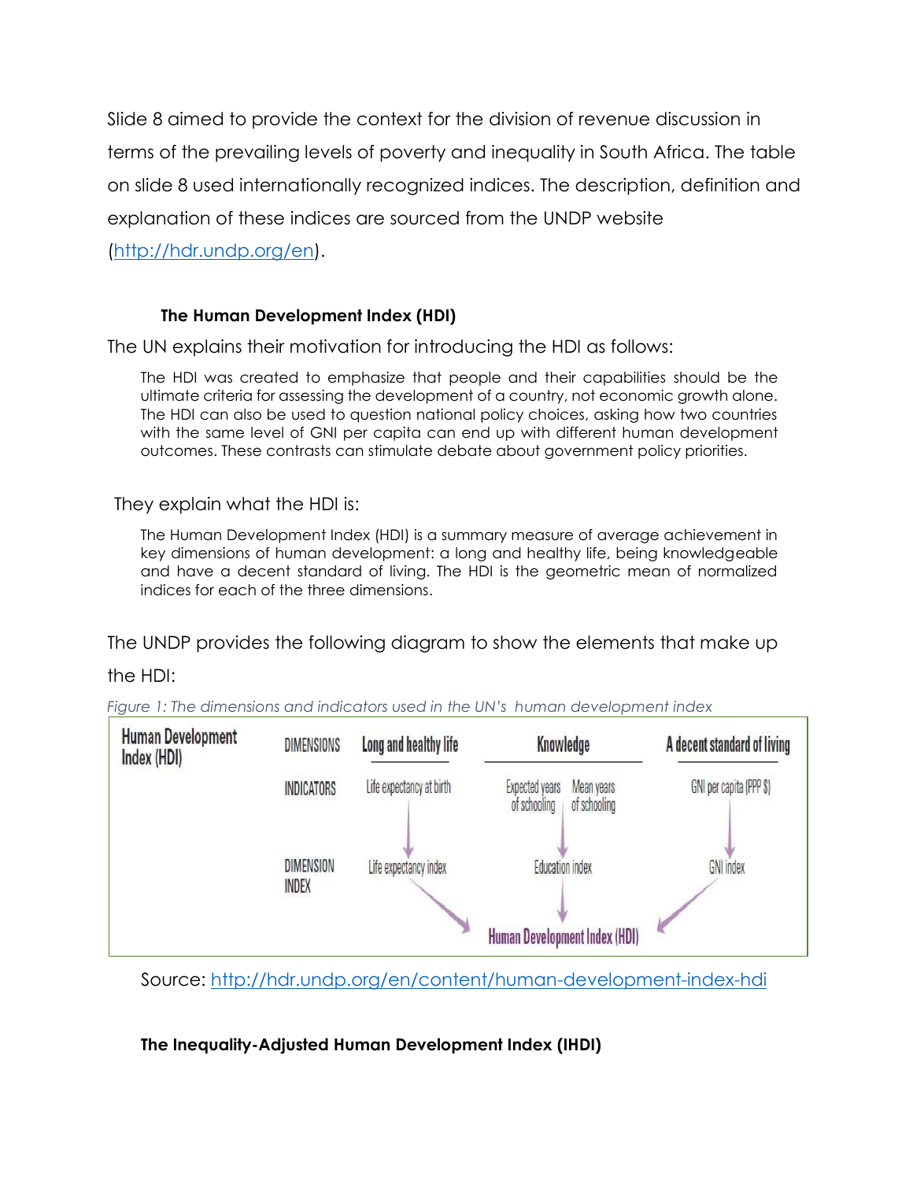Slide 8 aimed to provide the context for the division of revenue discussion in terms of the prevailing levels of poverty and inequality in South Africa. The table on slide 8 used internationally recognized indices. The description, definition and explanation of these indices are sourced from the UNDP website (http://hdr.undp.org/en).

**The Human Development Index (HDI)**

The UN explains their motivation for introducing the HDI as follows:

> The HDI was created to emphasize that people and their capabilities should be the ultimate criteria for assessing the development of a country, not economic growth alone. The HDI can also be used to question national policy choices, asking how two countries with the same level of GNI per capita can end up with different human development outcomes. These contrasts can stimulate debate about government policy priorities.

They explain what the HDI is:

> The Human Development Index (HDI) is a summary measure of average achievement in key dimensions of human development: a long and healthy life, being knowledgeable and have a decent standard of living. The HDI is the geometric mean of normalized indices for each of the three dimensions.

The UNDP provides the following diagram to show the elements that make up the HDI:

*Figure 1: The dimensions and indicators used in the UN's human development index*

| Human Development Index (HDI) | | | | |
|---|---|---|---|---|
| DIMENSIONS | Long and healthy life | Knowledge | | A decent standard of living |
| INDICATORS | Life expectancy at birth | Expected years of schooling | Mean years of schooling | GNI per capita (PPP $) |
| DIMENSION INDEX | Life expectancy index | Education index | | GNI index |
| | | Human Development Index (HDI) | | |

Source: http://hdr.undp.org/en/content/human-development-index-hdi

**The Inequality-Adjusted Human Development Index (IHDI)**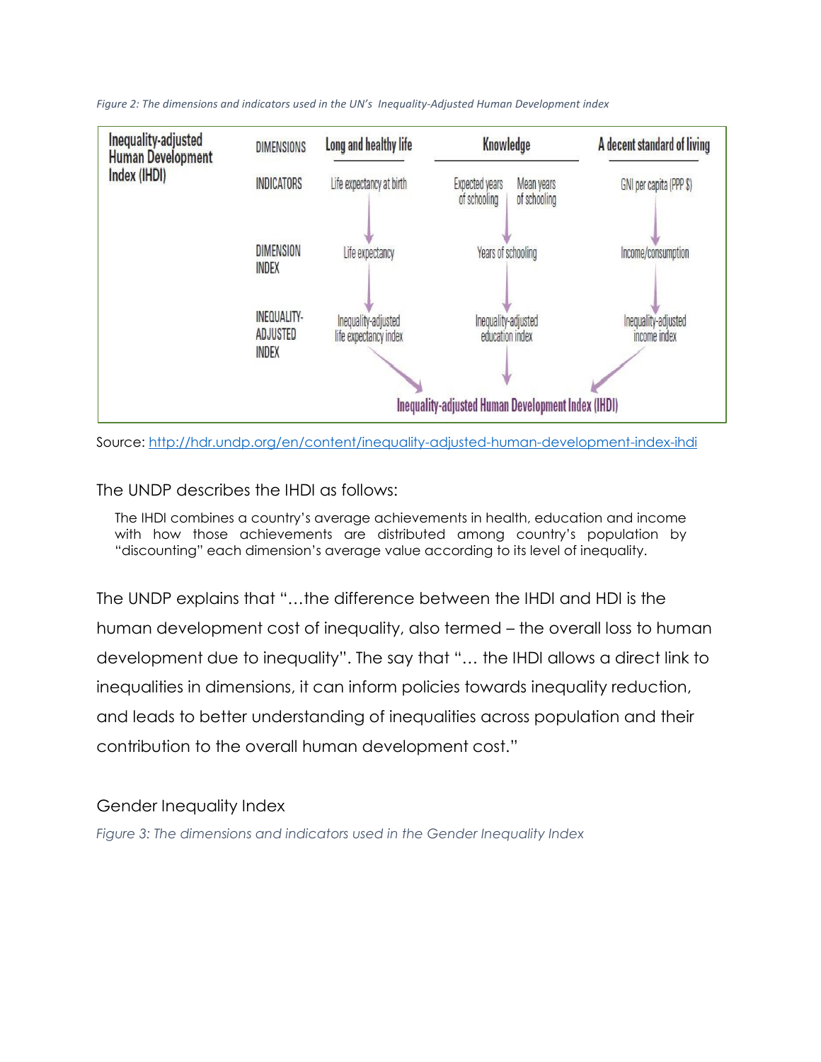*Figure 2: The dimensions and indicators used in the UN's Inequality-Adjusted Human Development index*

| Inequality-adjusted Human Development Index (IHDI) | | | |
|---|---|---|---|
| DIMENSIONS | Long and healthy life | Knowledge | A decent standard of living |
| INDICATORS | Life expectancy at birth | Expected years of schooling; Mean years of schooling | GNI per capita (PPP $) |
| DIMENSION INDEX | Life expectancy | Years of schooling | Income/consumption |
| INEQUALITY-ADJUSTED INDEX | Inequality-adjusted life expectancy index | Inequality-adjusted education index | Inequality-adjusted income index |
| | Inequality-adjusted Human Development Index (IHDI) | | |

Source: http://hdr.undp.org/en/content/inequality-adjusted-human-development-index-ihdi

The UNDP describes the IHDI as follows:

> The IHDI combines a country's average achievements in health, education and income with how those achievements are distributed among country's population by "discounting" each dimension's average value according to its level of inequality.

The UNDP explains that "…the difference between the IHDI and HDI is the human development cost of inequality, also termed – the overall loss to human development due to inequality". The say that "… the IHDI allows a direct link to inequalities in dimensions, it can inform policies towards inequality reduction, and leads to better understanding of inequalities across population and their contribution to the overall human development cost."

## Gender Inequality Index

*Figure 3: The dimensions and indicators used in the Gender Inequality Index*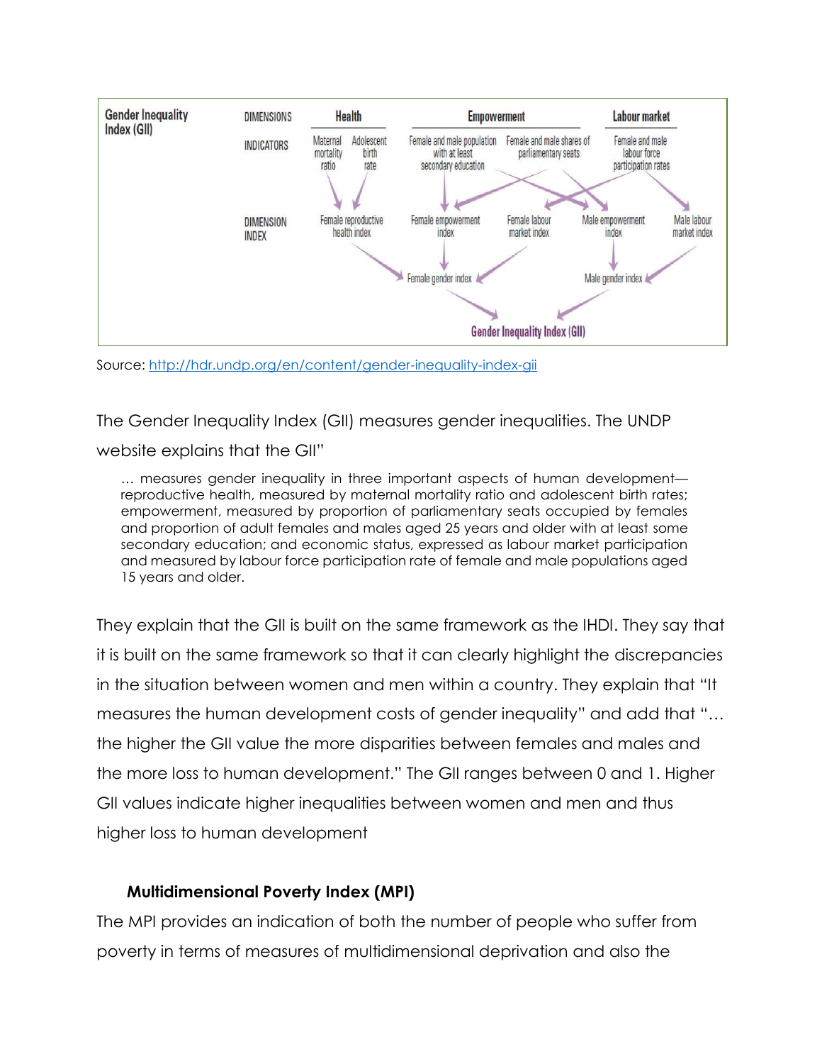**Gender Inequality Index (GII)**

| DIMENSIONS | Health | | Empowerment | | Labour market |
|---|---|---|---|---|---|
| INDICATORS | Maternal mortality ratio | Adolescent birth rate | Female and male population with at least secondary education | Female and male shares of parliamentary seats | Female and male labour force participation rates |

| DIMENSION INDEX | Female reproductive health index | Female empowerment index | Female labour market index | Male empowerment index | Male labour market index |
|---|---|---|---|---|---|

Female gender index → Gender Inequality Index (GII) ← Male gender index

Source: http://hdr.undp.org/en/content/gender-inequality-index-gii

The Gender Inequality Index (GII) measures gender inequalities. The UNDP website explains that the GII"

> … measures gender inequality in three important aspects of human development—reproductive health, measured by maternal mortality ratio and adolescent birth rates; empowerment, measured by proportion of parliamentary seats occupied by females and proportion of adult females and males aged 25 years and older with at least some secondary education; and economic status, expressed as labour market participation and measured by labour force participation rate of female and male populations aged 15 years and older.

They explain that the GII is built on the same framework as the IHDI. They say that it is built on the same framework so that it can clearly highlight the discrepancies in the situation between women and men within a country. They explain that "It measures the human development costs of gender inequality" and add that "… the higher the GII value the more disparities between females and males and the more loss to human development." The GII ranges between 0 and 1. Higher GII values indicate higher inequalities between women and men and thus higher loss to human development

**Multidimensional Poverty Index (MPI)**

The MPI provides an indication of both the number of people who suffer from poverty in terms of measures of multidimensional deprivation and also the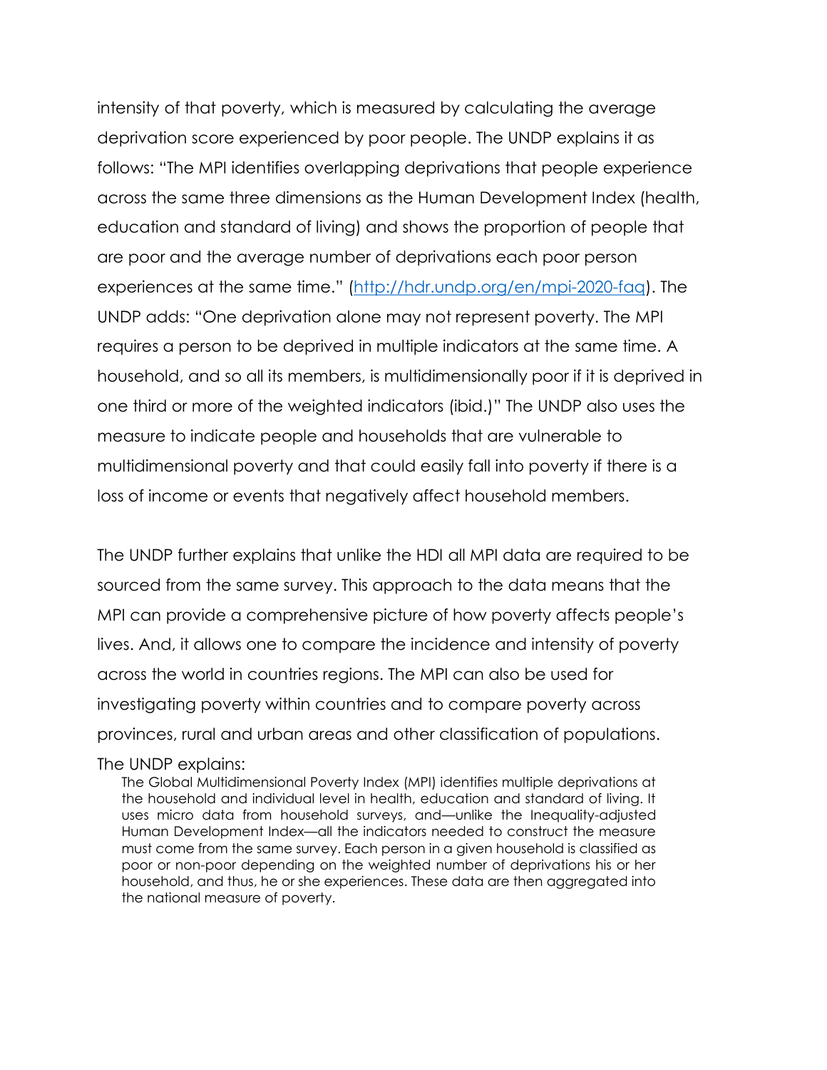intensity of that poverty, which is measured by calculating the average deprivation score experienced by poor people. The UNDP explains it as follows: "The MPI identifies overlapping deprivations that people experience across the same three dimensions as the Human Development Index (health, education and standard of living) and shows the proportion of people that are poor and the average number of deprivations each poor person experiences at the same time." ([http://hdr.undp.org/en/mpi-2020-faq](http://hdr.undp.org/en/mpi-2020-faq)). The UNDP adds: "One deprivation alone may not represent poverty. The MPI requires a person to be deprived in multiple indicators at the same time. A household, and so all its members, is multidimensionally poor if it is deprived in one third or more of the weighted indicators (ibid.)" The UNDP also uses the measure to indicate people and households that are vulnerable to multidimensional poverty and that could easily fall into poverty if there is a loss of income or events that negatively affect household members.

The UNDP further explains that unlike the HDI all MPI data are required to be sourced from the same survey. This approach to the data means that the MPI can provide a comprehensive picture of how poverty affects people's lives. And, it allows one to compare the incidence and intensity of poverty across the world in countries regions. The MPI can also be used for investigating poverty within countries and to compare poverty across provinces, rural and urban areas and other classification of populations.

The UNDP explains:

> The Global Multidimensional Poverty Index (MPI) identifies multiple deprivations at the household and individual level in health, education and standard of living. It uses micro data from household surveys, and—unlike the Inequality-adjusted Human Development Index—all the indicators needed to construct the measure must come from the same survey. Each person in a given household is classified as poor or non-poor depending on the weighted number of deprivations his or her household, and thus, he or she experiences. These data are then aggregated into the national measure of poverty.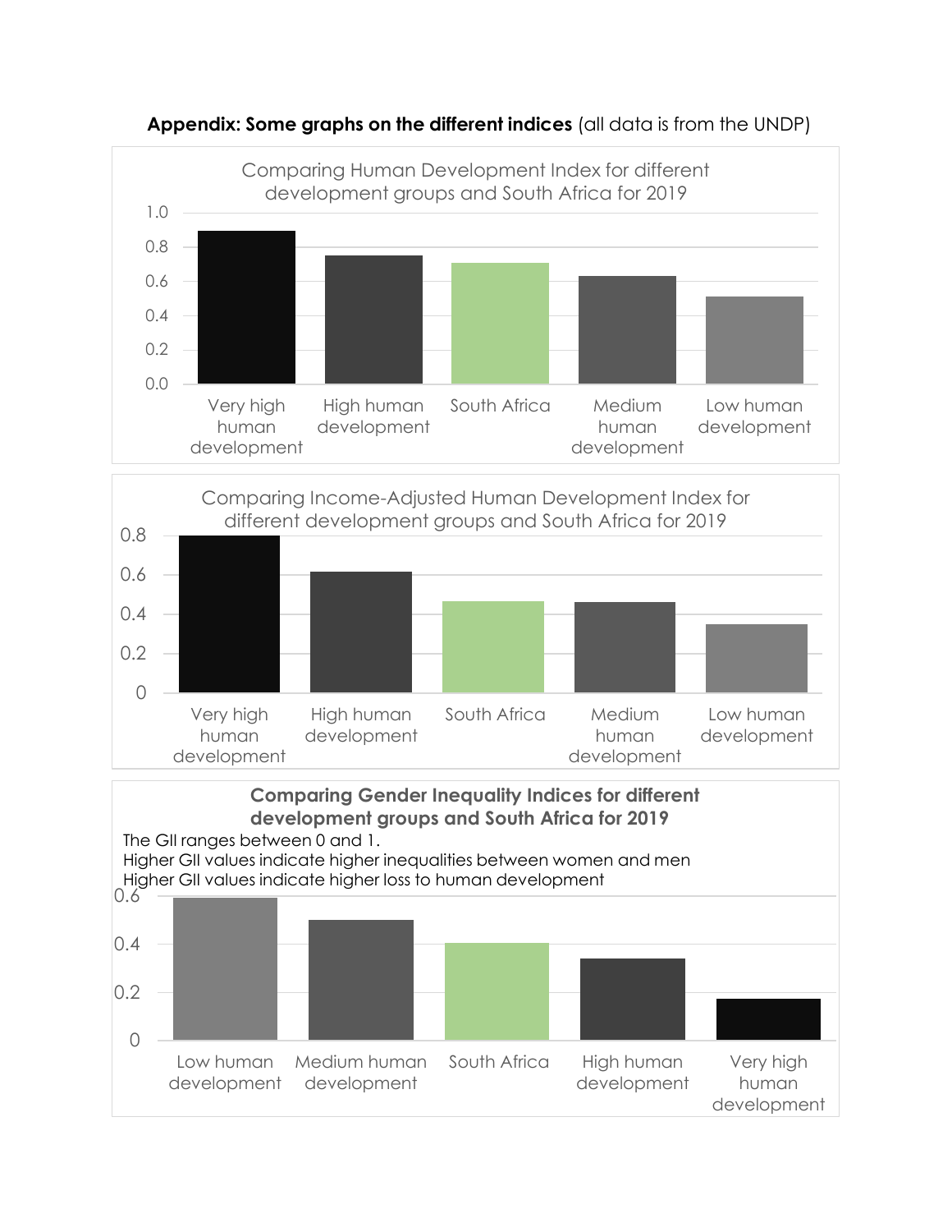**Appendix: Some graphs on the different indices** (all data is from the UNDP)

Comparing Human Development Index for different development groups and South Africa for 2019

Comparing Income-Adjusted Human Development Index for different development groups and South Africa for 2019

**Comparing Gender Inequality Indices for different development groups and South Africa for 2019**

The GII ranges between 0 and 1.
Higher GII values indicate higher inequalities between women and men
Higher GII values indicate higher loss to human development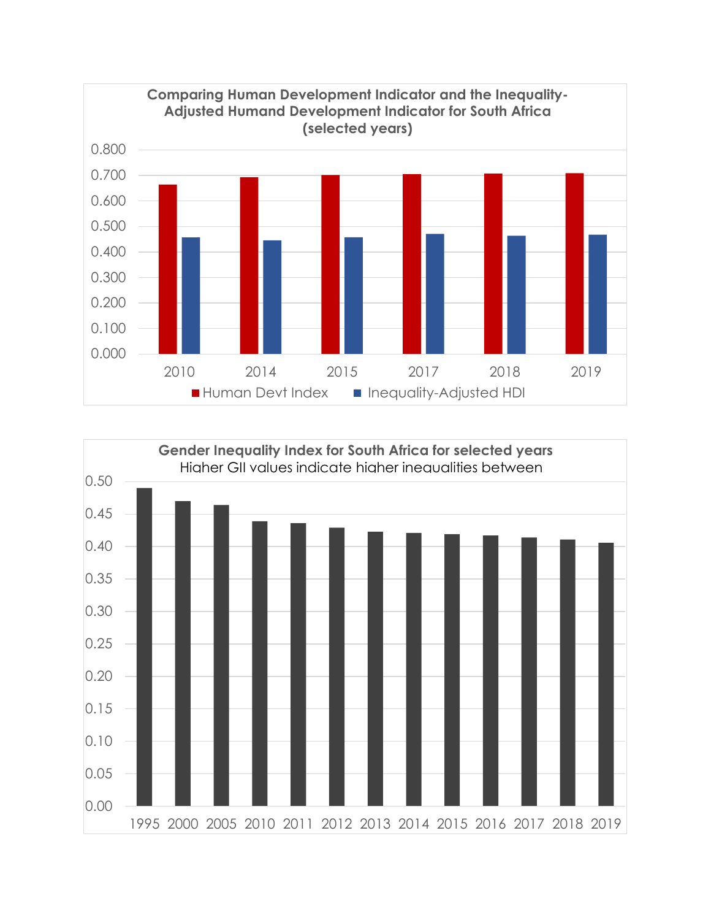**Comparing Human Development Indicator and the Inequality-Adjusted Humand Development Indicator for South Africa (selected years)**

0.800
0.700
0.600
0.500
0.400
0.300
0.200
0.100
0.000

2010 2014 2015 2017 2018 2019

Human Devt Index
Inequality-Adjusted HDI

**Gender Inequality Index for South Africa for selected years**

Higher GII values indicate higher inequalities between

0.50
0.45
0.40
0.35
0.30
0.25
0.20
0.15
0.10
0.05
0.00

1995 2000 2005 2010 2011 2012 2013 2014 2015 2016 2017 2018 2019